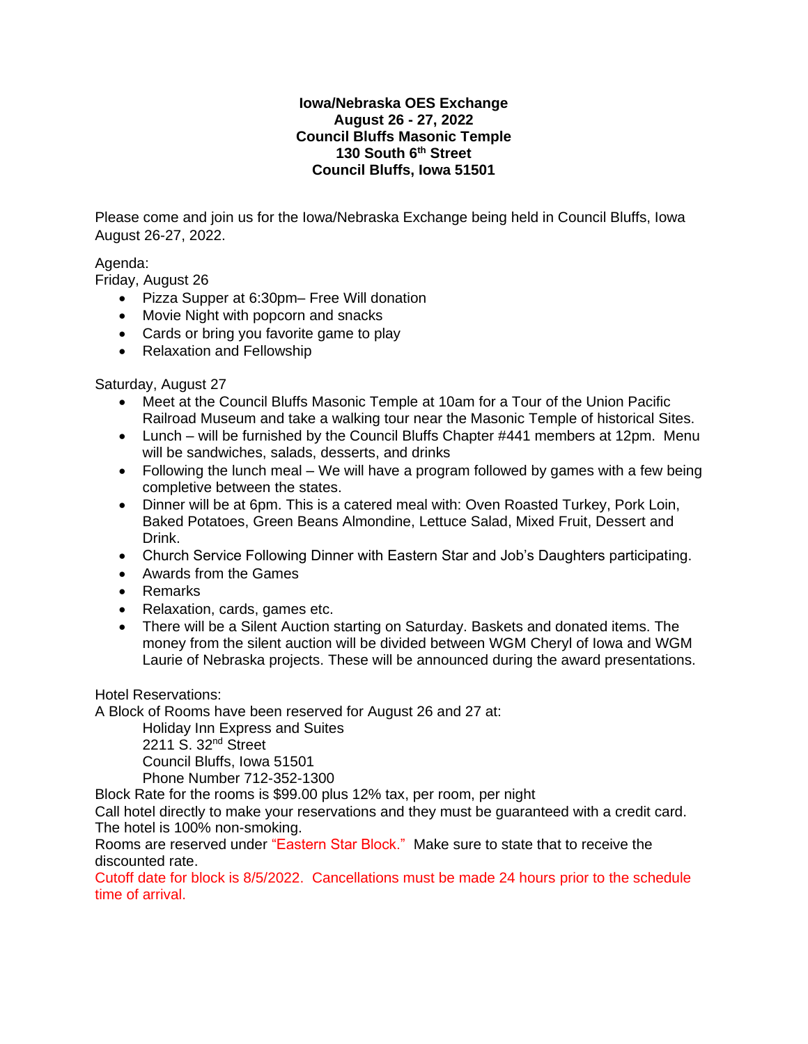**Iowa/Nebraska OES Exchange**
**August 26 - 27, 2022**
**Council Bluffs Masonic Temple**
**130 South 6th Street**
**Council Bluffs, Iowa 51501**

Please come and join us for the Iowa/Nebraska Exchange being held in Council Bluffs, Iowa August 26-27, 2022.

Agenda:
Friday, August 26

- Pizza Supper at 6:30pm– Free Will donation
- Movie Night with popcorn and snacks
- Cards or bring you favorite game to play
- Relaxation and Fellowship

Saturday, August 27

- Meet at the Council Bluffs Masonic Temple at 10am for a Tour of the Union Pacific Railroad Museum and take a walking tour near the Masonic Temple of historical Sites.
- Lunch – will be furnished by the Council Bluffs Chapter #441 members at 12pm. Menu will be sandwiches, salads, desserts, and drinks
- Following the lunch meal – We will have a program followed by games with a few being completive between the states.
- Dinner will be at 6pm. This is a catered meal with: Oven Roasted Turkey, Pork Loin, Baked Potatoes, Green Beans Almondine, Lettuce Salad, Mixed Fruit, Dessert and Drink.
- Church Service Following Dinner with Eastern Star and Job's Daughters participating.
- Awards from the Games
- Remarks
- Relaxation, cards, games etc.
- There will be a Silent Auction starting on Saturday. Baskets and donated items. The money from the silent auction will be divided between WGM Cheryl of Iowa and WGM Laurie of Nebraska projects. These will be announced during the award presentations.

Hotel Reservations:
A Block of Rooms have been reserved for August 26 and 27 at:

Holiday Inn Express and Suites
2211 S. 32nd Street
Council Bluffs, Iowa 51501
Phone Number 712-352-1300

Block Rate for the rooms is $99.00 plus 12% tax, per room, per night
Call hotel directly to make your reservations and they must be guaranteed with a credit card. The hotel is 100% non-smoking.
Rooms are reserved under "Eastern Star Block." Make sure to state that to receive the discounted rate.
Cutoff date for block is 8/5/2022. Cancellations must be made 24 hours prior to the schedule time of arrival.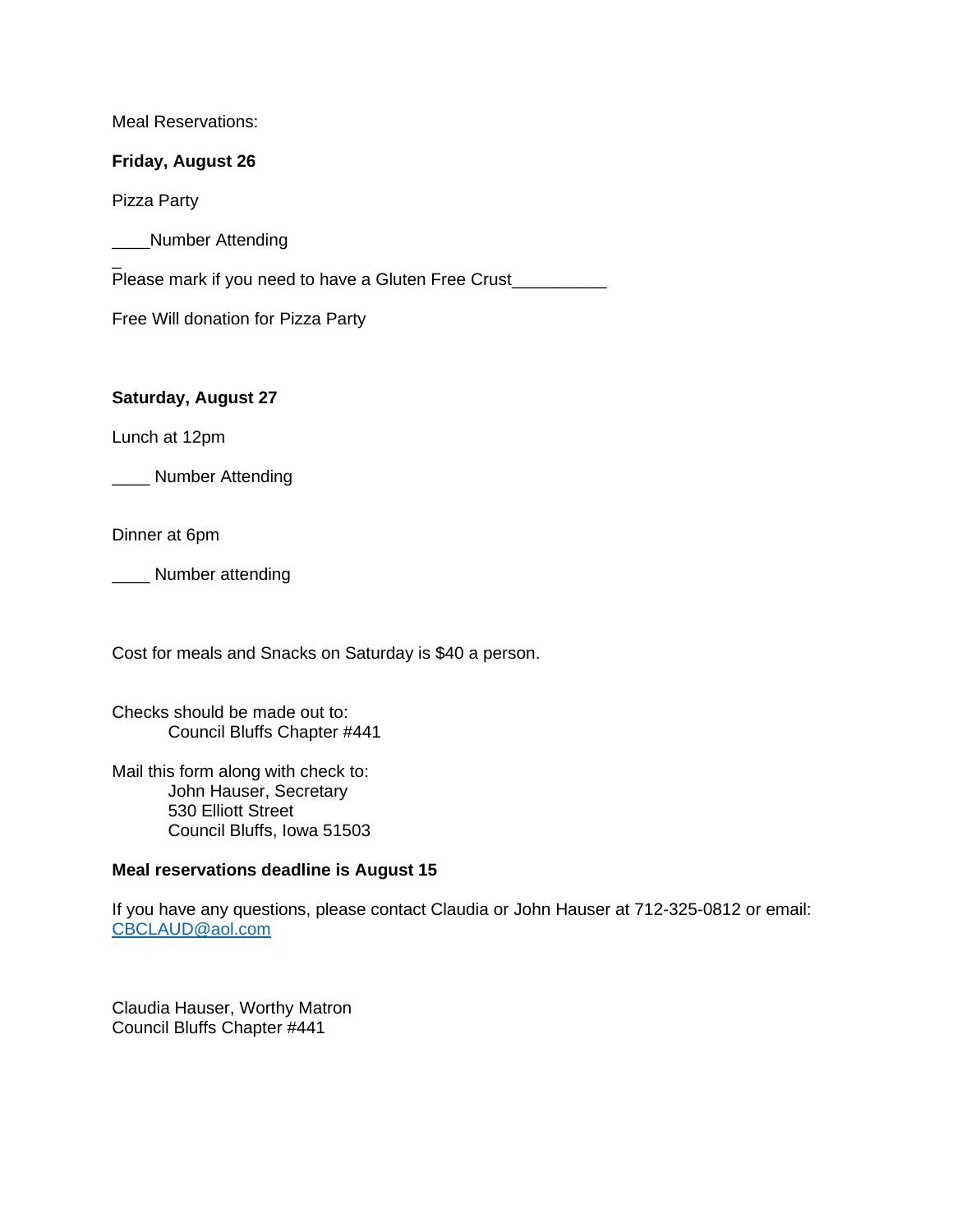Meal Reservations:

**Friday, August 26**

Pizza Party

____Number Attending

Please mark if you need to have a Gluten Free Crust__________

Free Will donation for Pizza Party

**Saturday, August 27**

Lunch at 12pm

____ Number Attending

Dinner at 6pm

____ Number attending

Cost for meals and Snacks on Saturday is $40 a person.

Checks should be made out to:
    Council Bluffs Chapter #441

Mail this form along with check to:
    John Hauser, Secretary
    530 Elliott Street
    Council Bluffs, Iowa 51503

**Meal reservations deadline is August 15**

If you have any questions, please contact Claudia or John Hauser at 712-325-0812 or email: CBCLAUD@aol.com

Claudia Hauser, Worthy Matron
Council Bluffs Chapter #441